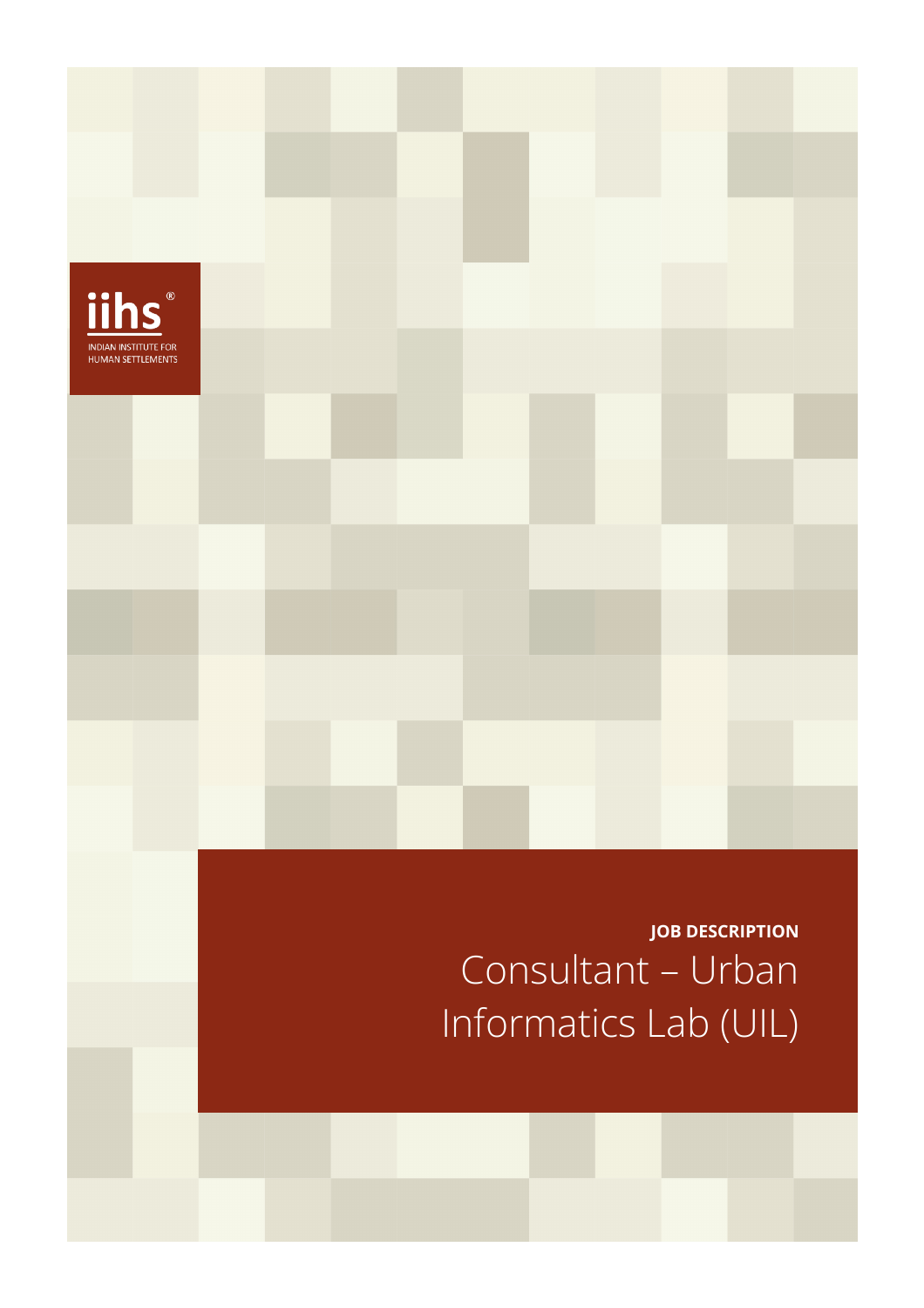iihs®

INDIAN INSTITUTE FOR HUMAN SETTLEMENTS

**JOB DESCRIPTION**

# Consultant – Urban Informatics Lab (UIL)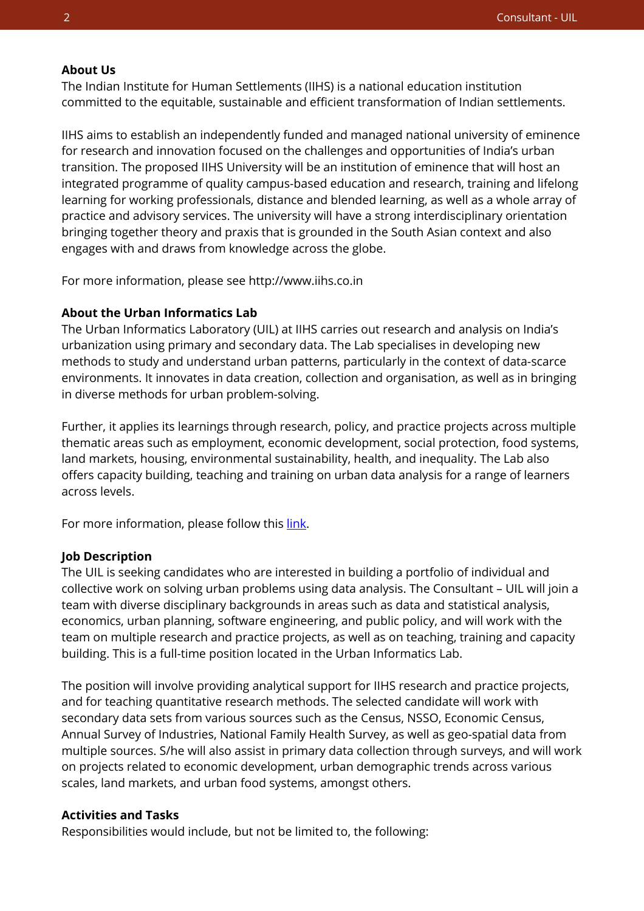**About Us**

The Indian Institute for Human Settlements (IIHS) is a national education institution committed to the equitable, sustainable and efficient transformation of Indian settlements.

IIHS aims to establish an independently funded and managed national university of eminence for research and innovation focused on the challenges and opportunities of India's urban transition. The proposed IIHS University will be an institution of eminence that will host an integrated programme of quality campus-based education and research, training and lifelong learning for working professionals, distance and blended learning, as well as a whole array of practice and advisory services. The university will have a strong interdisciplinary orientation bringing together theory and praxis that is grounded in the South Asian context and also engages with and draws from knowledge across the globe.

For more information, please see http://www.iihs.co.in

**About the Urban Informatics Lab**

The Urban Informatics Laboratory (UIL) at IIHS carries out research and analysis on India's urbanization using primary and secondary data. The Lab specialises in developing new methods to study and understand urban patterns, particularly in the context of data-scarce environments. It innovates in data creation, collection and organisation, as well as in bringing in diverse methods for urban problem-solving.

Further, it applies its learnings through research, policy, and practice projects across multiple thematic areas such as employment, economic development, social protection, food systems, land markets, housing, environmental sustainability, health, and inequality. The Lab also offers capacity building, teaching and training on urban data analysis for a range of learners across levels.

For more information, please follow this link.

**Job Description**

The UIL is seeking candidates who are interested in building a portfolio of individual and collective work on solving urban problems using data analysis. The Consultant – UIL will join a team with diverse disciplinary backgrounds in areas such as data and statistical analysis, economics, urban planning, software engineering, and public policy, and will work with the team on multiple research and practice projects, as well as on teaching, training and capacity building. This is a full-time position located in the Urban Informatics Lab.

The position will involve providing analytical support for IIHS research and practice projects, and for teaching quantitative research methods. The selected candidate will work with secondary data sets from various sources such as the Census, NSSO, Economic Census, Annual Survey of Industries, National Family Health Survey, as well as geo-spatial data from multiple sources. S/he will also assist in primary data collection through surveys, and will work on projects related to economic development, urban demographic trends across various scales, land markets, and urban food systems, amongst others.

**Activities and Tasks**

Responsibilities would include, but not be limited to, the following: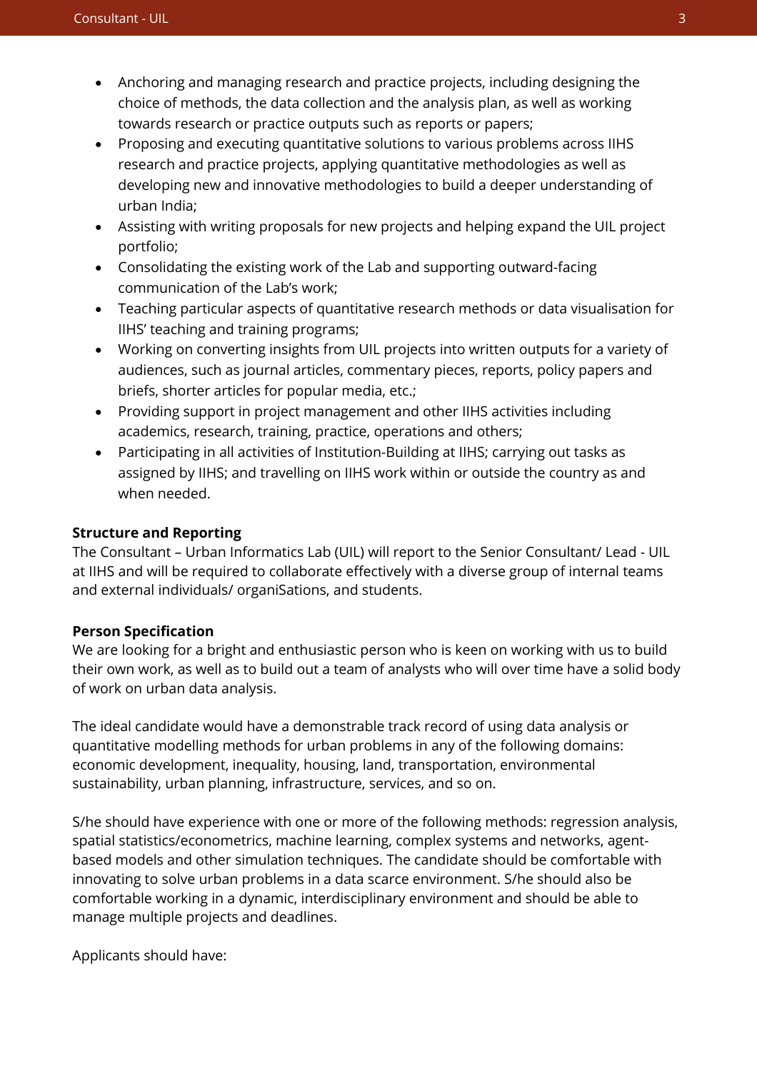- Anchoring and managing research and practice projects, including designing the choice of methods, the data collection and the analysis plan, as well as working towards research or practice outputs such as reports or papers;
- Proposing and executing quantitative solutions to various problems across IIHS research and practice projects, applying quantitative methodologies as well as developing new and innovative methodologies to build a deeper understanding of urban India;
- Assisting with writing proposals for new projects and helping expand the UIL project portfolio;
- Consolidating the existing work of the Lab and supporting outward-facing communication of the Lab's work;
- Teaching particular aspects of quantitative research methods or data visualisation for IIHS' teaching and training programs;
- Working on converting insights from UIL projects into written outputs for a variety of audiences, such as journal articles, commentary pieces, reports, policy papers and briefs, shorter articles for popular media, etc.;
- Providing support in project management and other IIHS activities including academics, research, training, practice, operations and others;
- Participating in all activities of Institution-Building at IIHS; carrying out tasks as assigned by IIHS; and travelling on IIHS work within or outside the country as and when needed.

**Structure and Reporting**

The Consultant – Urban Informatics Lab (UIL) will report to the Senior Consultant/ Lead - UIL at IIHS and will be required to collaborate effectively with a diverse group of internal teams and external individuals/ organiSations, and students.

**Person Specification**

We are looking for a bright and enthusiastic person who is keen on working with us to build their own work, as well as to build out a team of analysts who will over time have a solid body of work on urban data analysis.

The ideal candidate would have a demonstrable track record of using data analysis or quantitative modelling methods for urban problems in any of the following domains: economic development, inequality, housing, land, transportation, environmental sustainability, urban planning, infrastructure, services, and so on.

S/he should have experience with one or more of the following methods: regression analysis, spatial statistics/econometrics, machine learning, complex systems and networks, agent-based models and other simulation techniques. The candidate should be comfortable with innovating to solve urban problems in a data scarce environment. S/he should also be comfortable working in a dynamic, interdisciplinary environment and should be able to manage multiple projects and deadlines.

Applicants should have: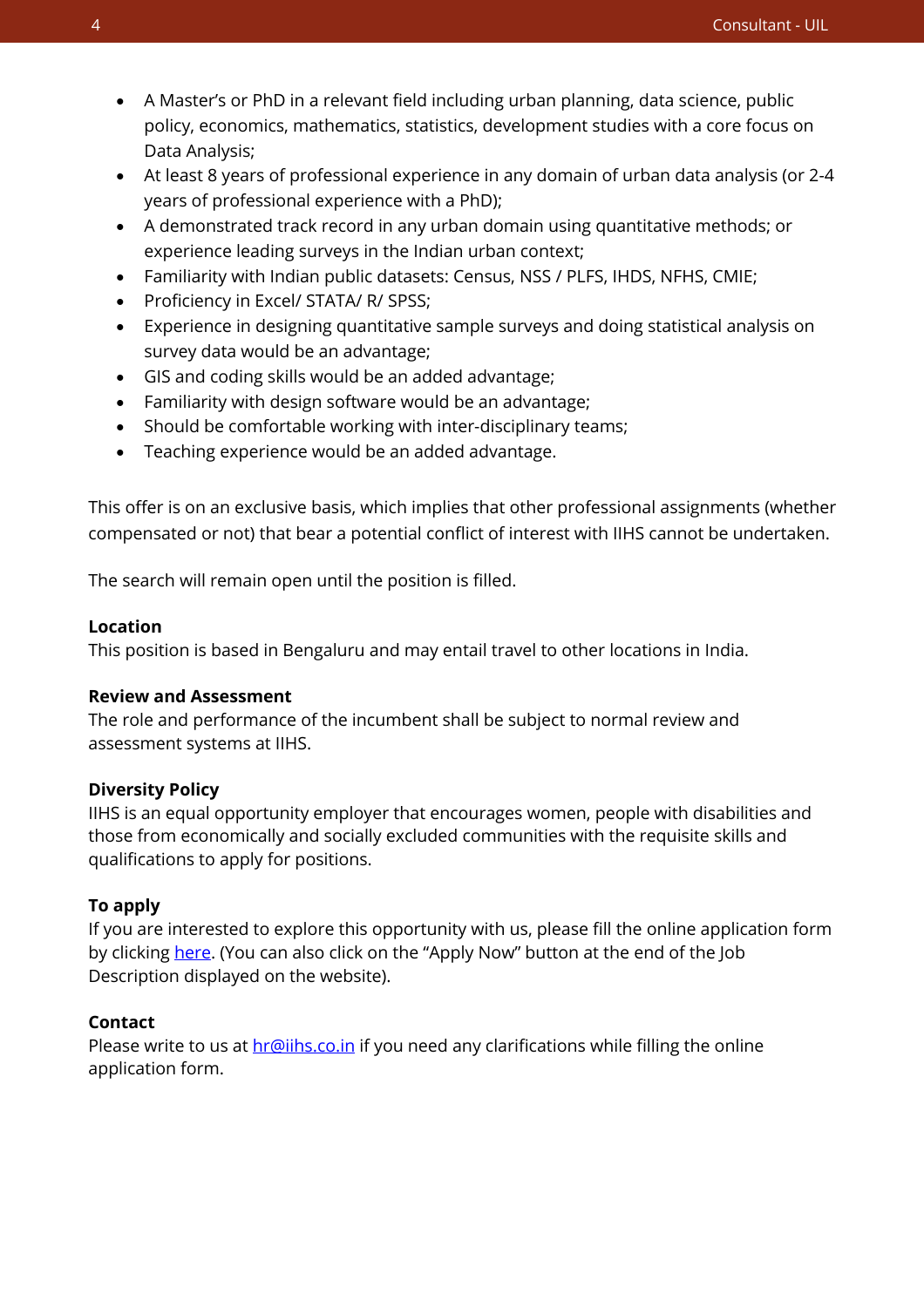- A Master's or PhD in a relevant field including urban planning, data science, public policy, economics, mathematics, statistics, development studies with a core focus on Data Analysis;
- At least 8 years of professional experience in any domain of urban data analysis (or 2-4 years of professional experience with a PhD);
- A demonstrated track record in any urban domain using quantitative methods; or experience leading surveys in the Indian urban context;
- Familiarity with Indian public datasets: Census, NSS / PLFS, IHDS, NFHS, CMIE;
- Proficiency in Excel/ STATA/ R/ SPSS;
- Experience in designing quantitative sample surveys and doing statistical analysis on survey data would be an advantage;
- GIS and coding skills would be an added advantage;
- Familiarity with design software would be an advantage;
- Should be comfortable working with inter-disciplinary teams;
- Teaching experience would be an added advantage.

This offer is on an exclusive basis, which implies that other professional assignments (whether compensated or not) that bear a potential conflict of interest with IIHS cannot be undertaken.

The search will remain open until the position is filled.

**Location**

This position is based in Bengaluru and may entail travel to other locations in India.

**Review and Assessment**

The role and performance of the incumbent shall be subject to normal review and assessment systems at IIHS.

**Diversity Policy**

IIHS is an equal opportunity employer that encourages women, people with disabilities and those from economically and socially excluded communities with the requisite skills and qualifications to apply for positions.

**To apply**

If you are interested to explore this opportunity with us, please fill the online application form by clicking here. (You can also click on the "Apply Now" button at the end of the Job Description displayed on the website).

**Contact**

Please write to us at hr@iihs.co.in if you need any clarifications while filling the online application form.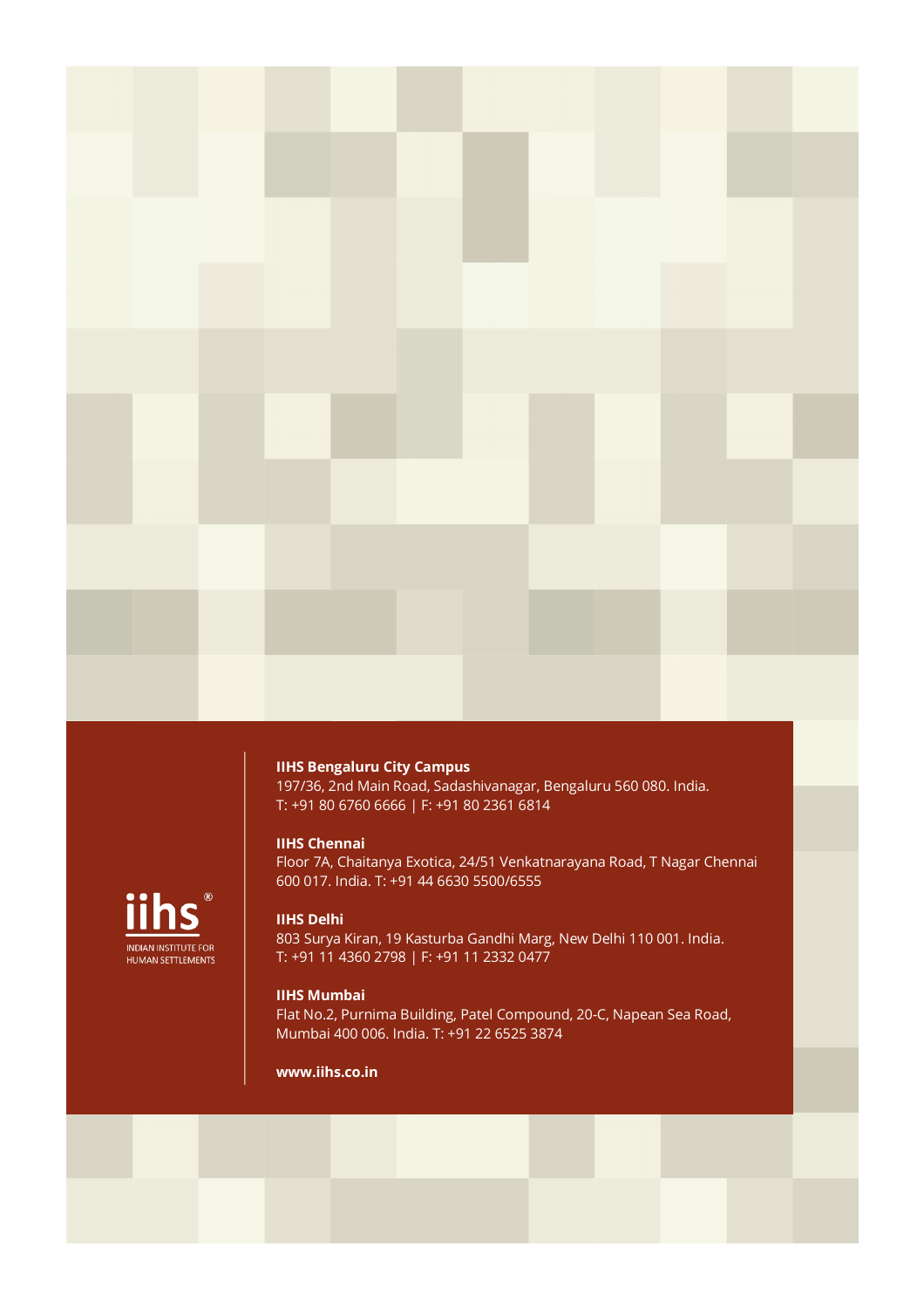iihs®

INDIAN INSTITUTE FOR HUMAN SETTLEMENTS

**IIHS Bengaluru City Campus**
197/36, 2nd Main Road, Sadashivanagar, Bengaluru 560 080. India.
T: +91 80 6760 6666 | F: +91 80 2361 6814

**IIHS Chennai**
Floor 7A, Chaitanya Exotica, 24/51 Venkatnarayana Road, T Nagar Chennai 600 017. India. T: +91 44 6630 5500/6555

**IIHS Delhi**
803 Surya Kiran, 19 Kasturba Gandhi Marg, New Delhi 110 001. India.
T: +91 11 4360 2798 | F: +91 11 2332 0477

**IIHS Mumbai**
Flat No.2, Purnima Building, Patel Compound, 20-C, Napean Sea Road, Mumbai 400 006. India. T: +91 22 6525 3874

**www.iihs.co.in**